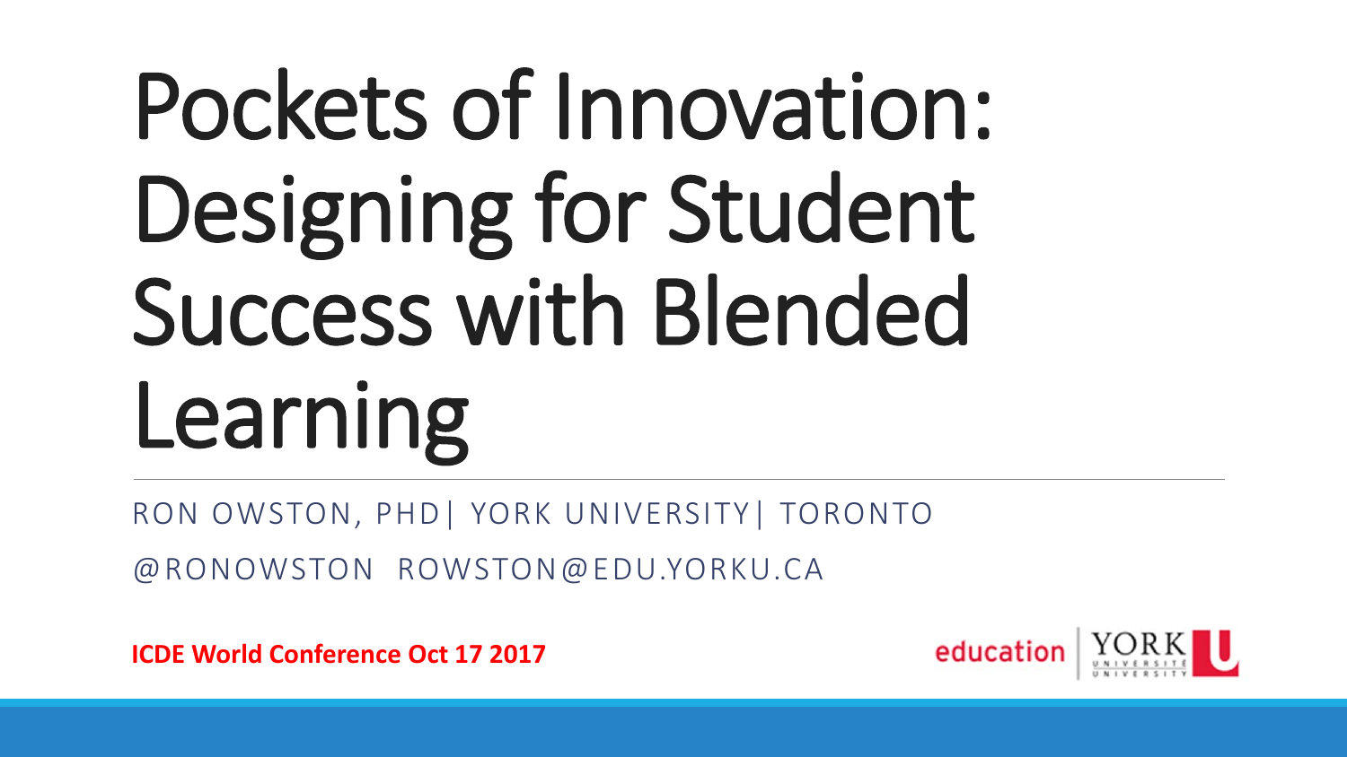# Pockets of Innovation: Designing for Student Success with Blended Learning

RON OWSTON, PHD| YORK UNIVERSITY| TORONTO

@RONOWSTON ROWSTON@EDU.YORKU.CA

**ICDE World Conference Oct 17 2017**

education | YORK UNIVERSITÉ UNIVERSITY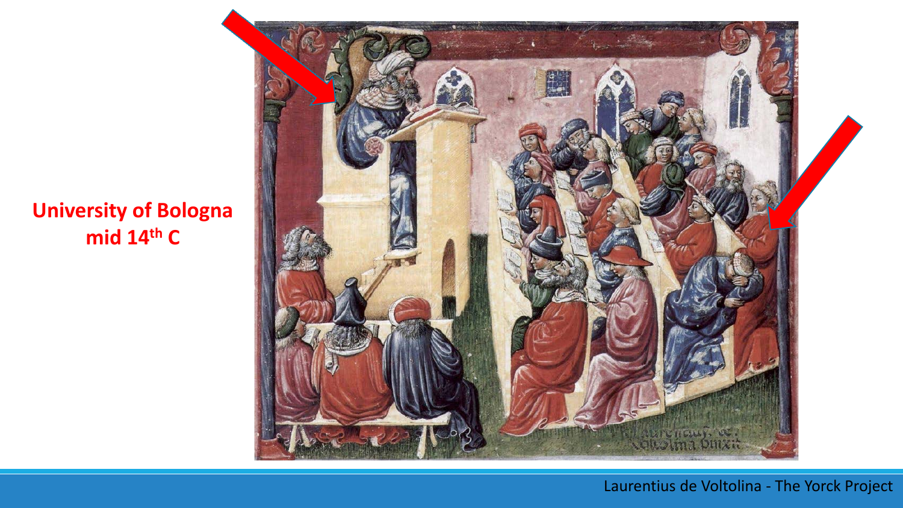**University of Bologna mid 14th C**

Laurentius de Voltolina - The Yorck Project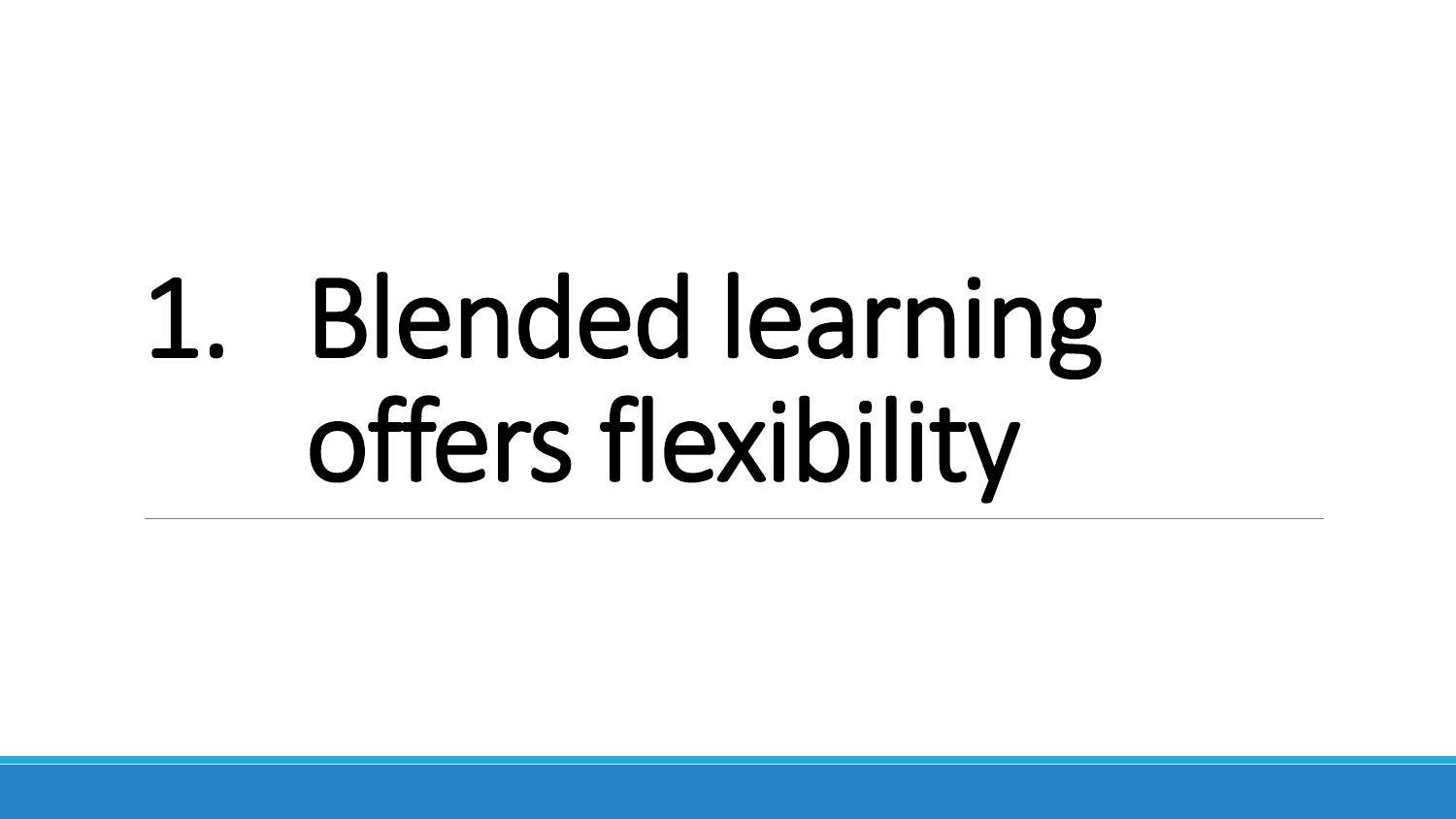# 1. Blended learning offers flexibility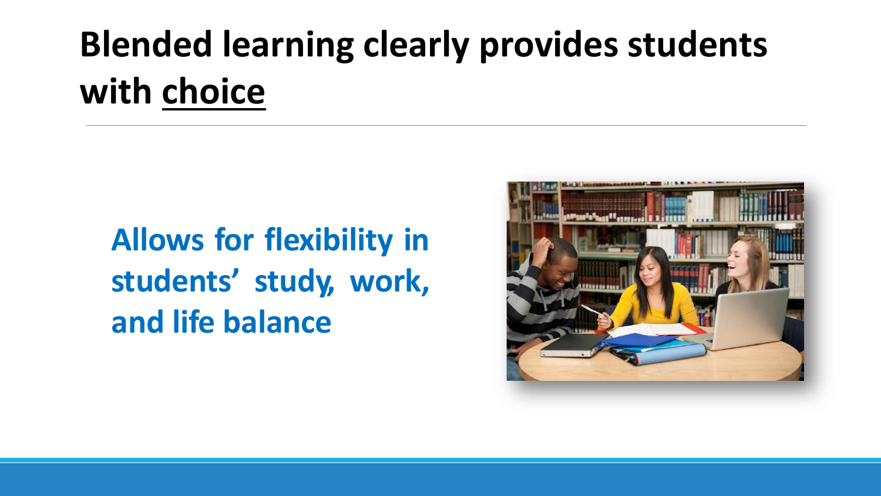# Blended learning clearly provides students with <u>choice</u>

**Allows for flexibility in students' study, work, and life balance**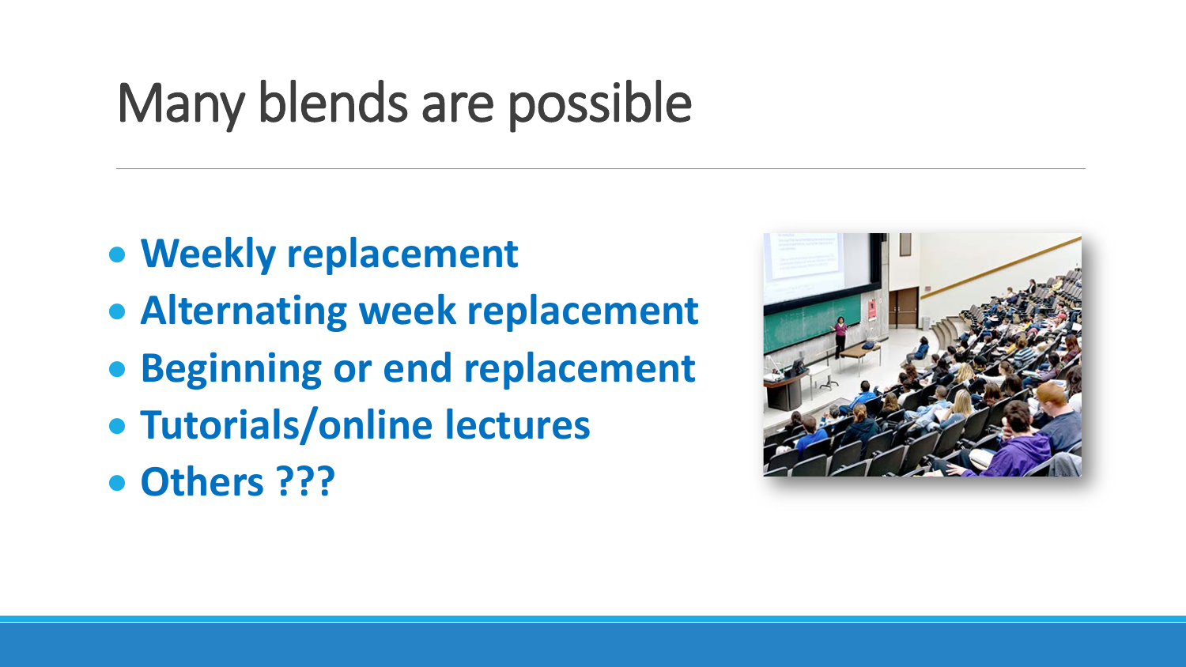# Many blends are possible

- **Weekly replacement**
- **Alternating week replacement**
- **Beginning or end replacement**
- **Tutorials/online lectures**
- **Others ???**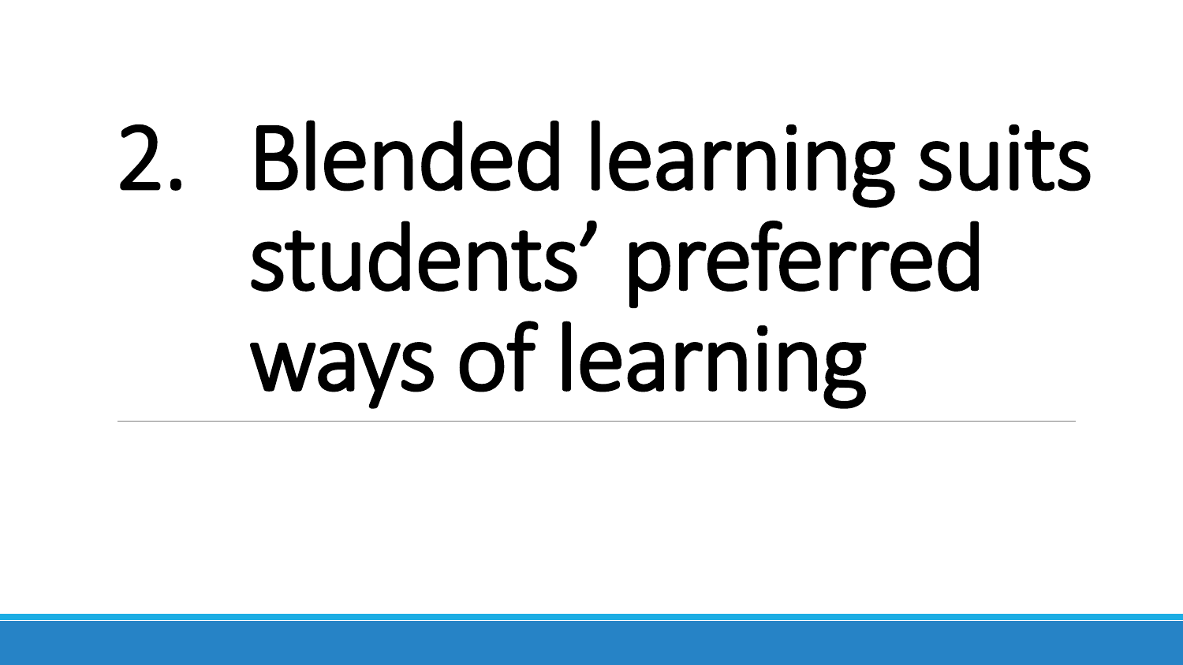# 2. Blended learning suits students' preferred ways of learning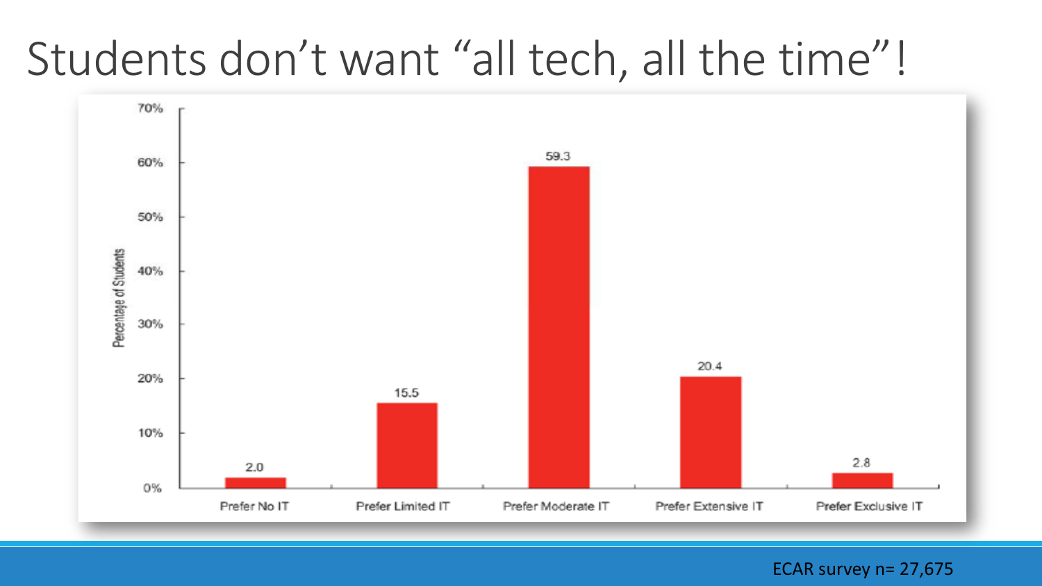# Students don't want "all tech, all the time"!

| Category | Percentage of Students |
|---|---|
| Prefer No IT | 2.0 |
| Prefer Limited IT | 15.5 |
| Prefer Moderate IT | 59.3 |
| Prefer Extensive IT | 20.4 |
| Prefer Exclusive IT | 2.8 |

ECAR survey n= 27,675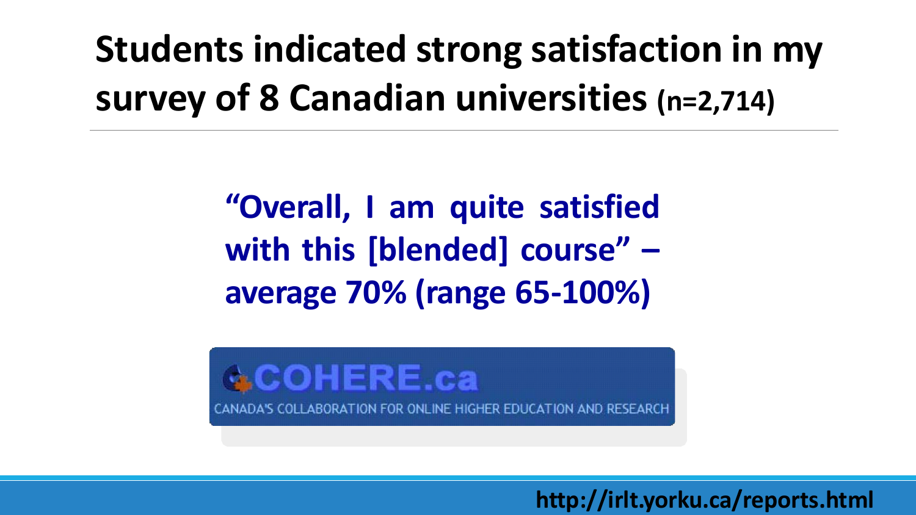# Students indicated strong satisfaction in my survey of 8 Canadian universities (n=2,714)

**"Overall, I am quite satisfied with this [blended] course" – average 70% (range 65-100%)**

COHERE.ca

CANADA'S COLLABORATION FOR ONLINE HIGHER EDUCATION AND RESEARCH

http://irlt.yorku.ca/reports.html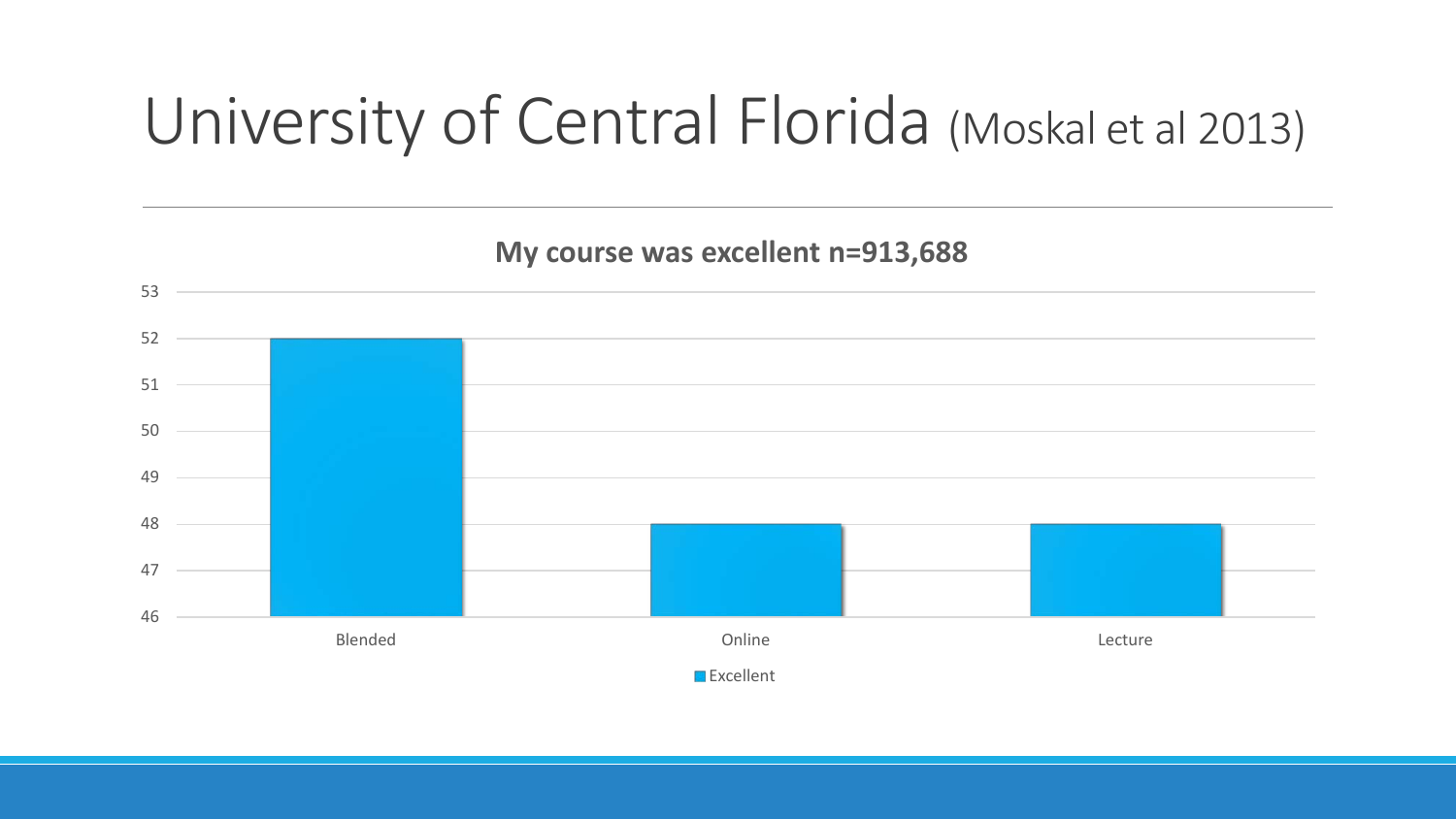# University of Central Florida (Moskal et al 2013)

**My course was excellent n=913,688**

| | Excellent |
|---|---|
| Blended | 52 |
| Online | 48 |
| Lecture | 48 |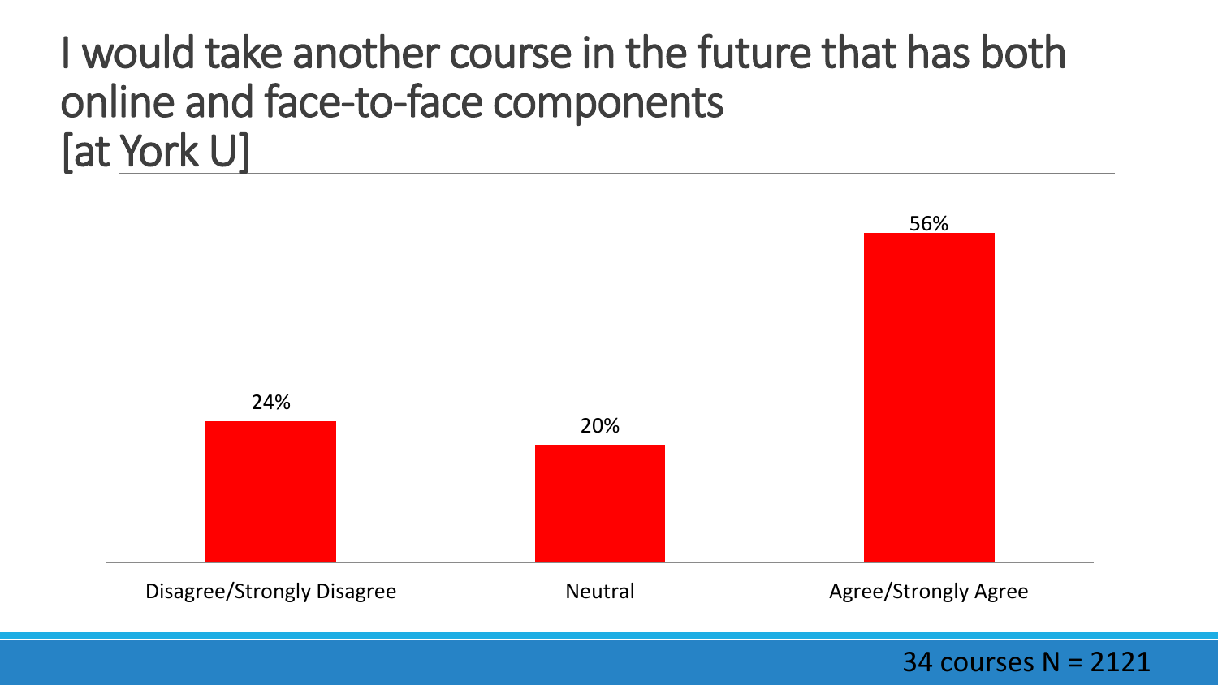# I would take another course in the future that has both online and face-to-face components [at York U]

| Disagree/Strongly Disagree | Neutral | Agree/Strongly Agree |
| --- | --- | --- |
| 24% | 20% | 56% |

34 courses N = 2121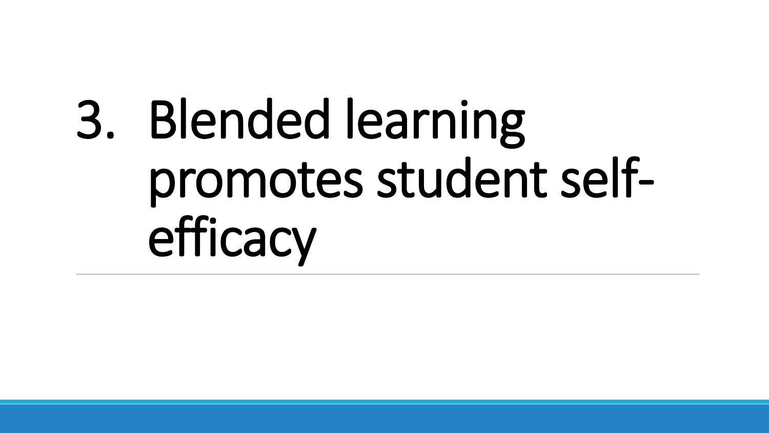# 3. Blended learning promotes student self-efficacy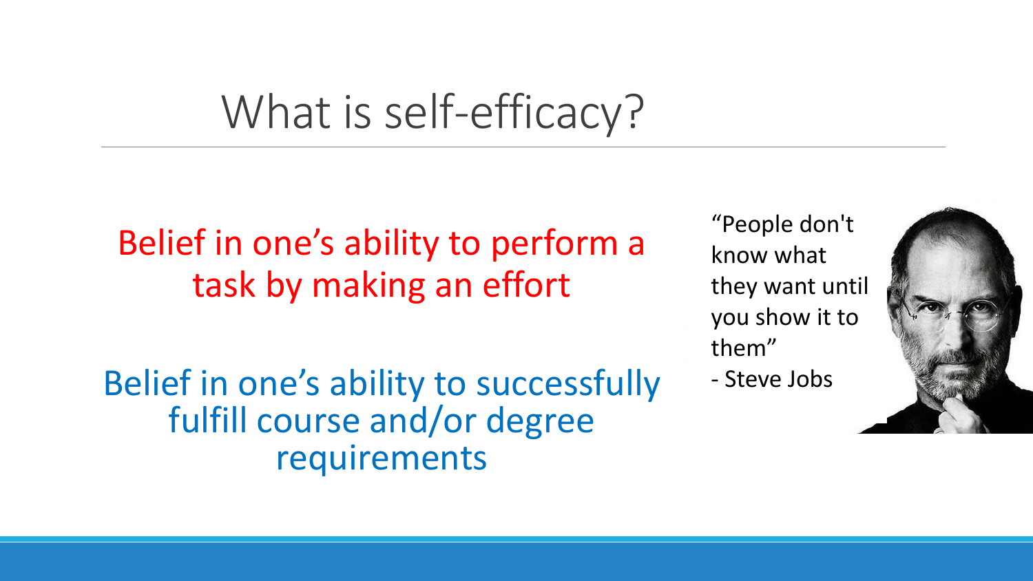# What is self-efficacy?

Belief in one's ability to perform a task by making an effort

Belief in one's ability to successfully fulfill course and/or degree requirements

"People don't know what they want until you show it to them"
- Steve Jobs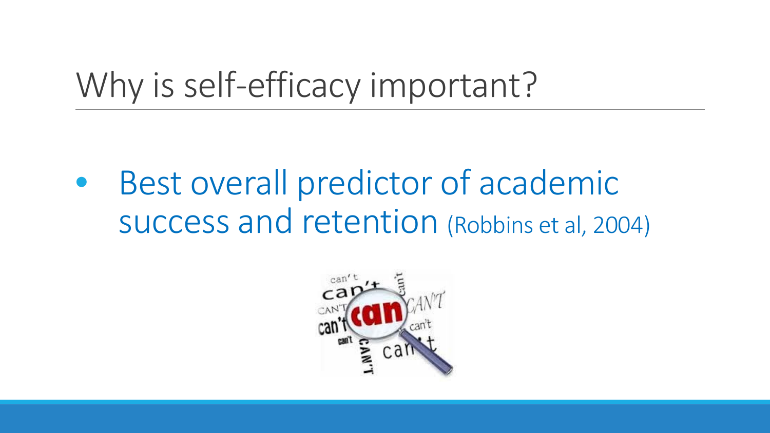# Why is self-efficacy important?

- Best overall predictor of academic success and retention (Robbins et al, 2004)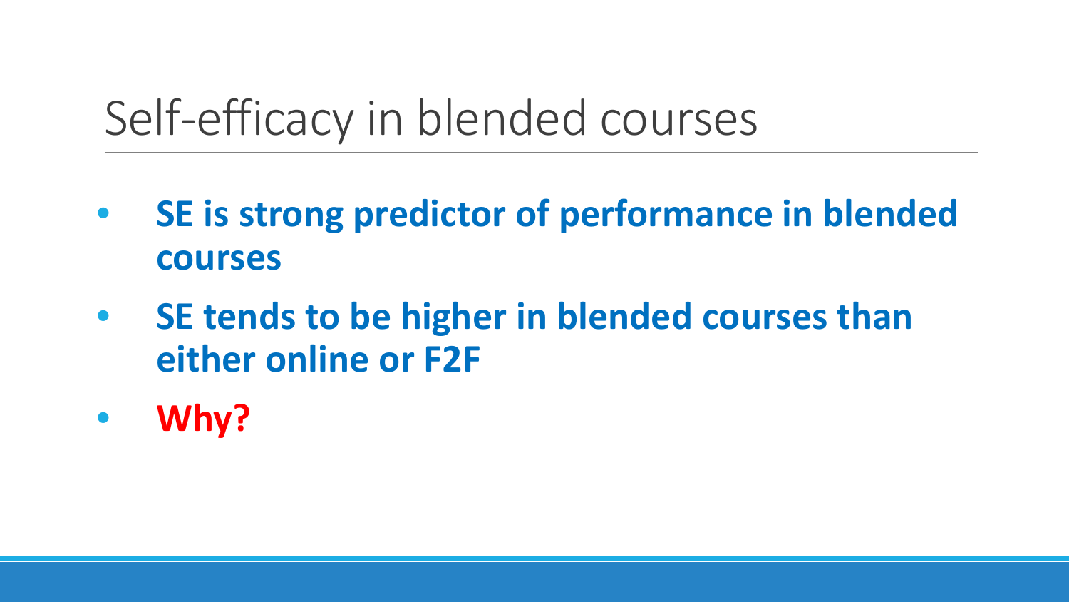# Self-efficacy in blended courses

- **SE is strong predictor of performance in blended courses**
- **SE tends to be higher in blended courses than either online or F2F**
- **Why?**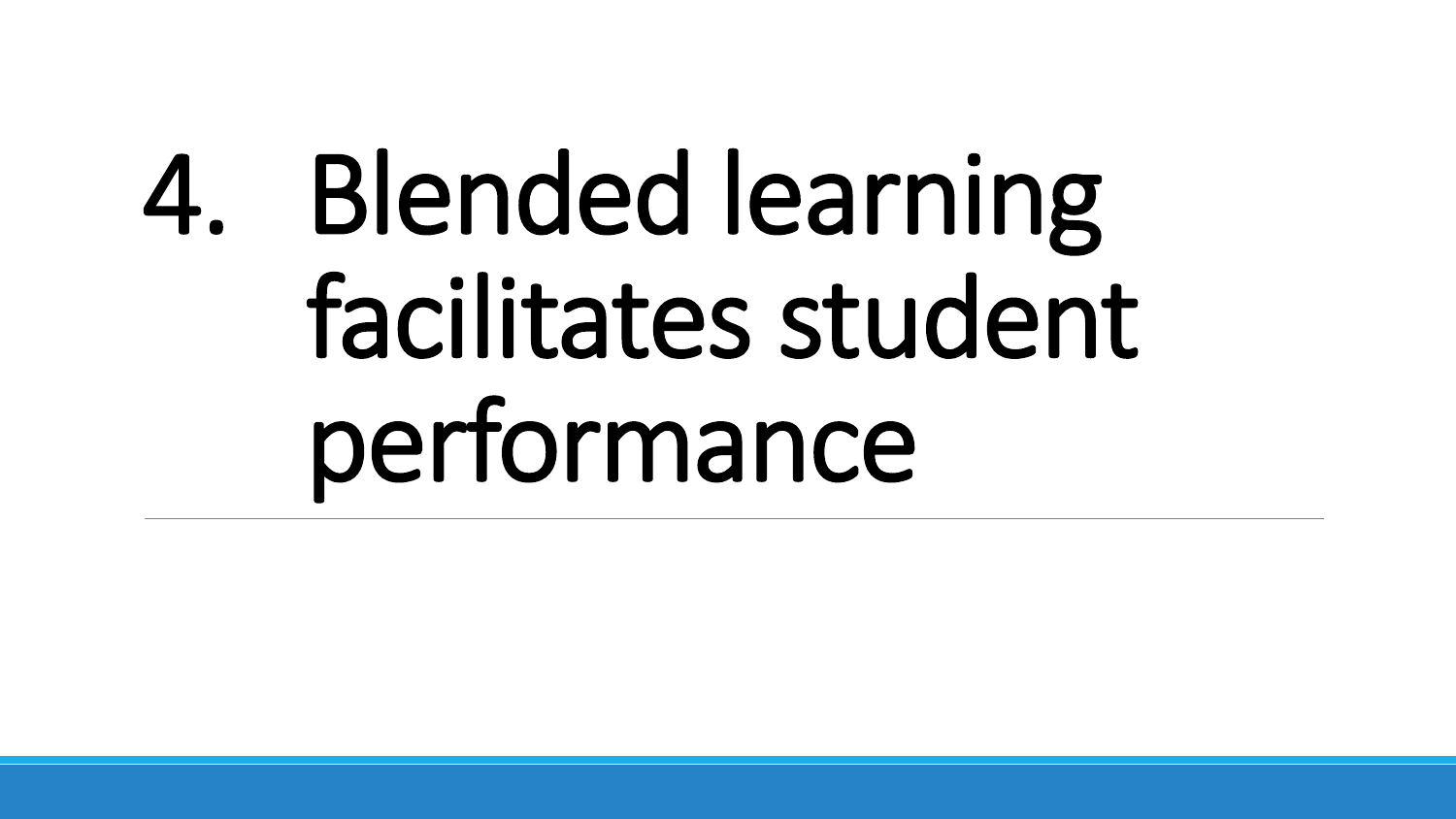# 4. Blended learning facilitates student performance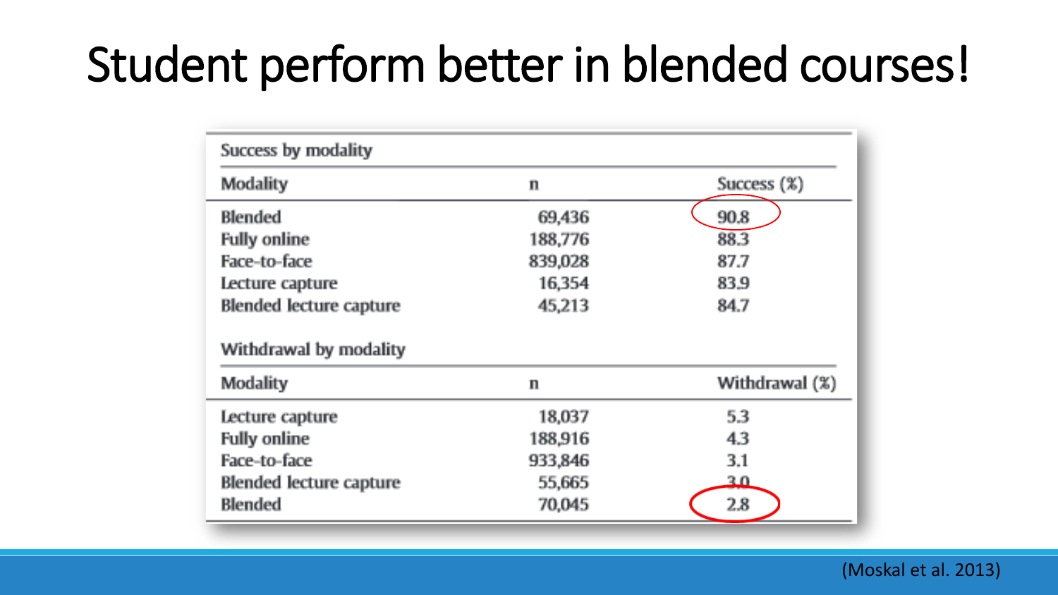# Student perform better in blended courses!

**Success by modality**

| Modality | n | Success (%) |
|---|---|---|
| Blended | 69,436 | 90.8 |
| Fully online | 188,776 | 88.3 |
| Face-to-face | 839,028 | 87.7 |
| Lecture capture | 16,354 | 83.9 |
| Blended lecture capture | 45,213 | 84.7 |

**Withdrawal by modality**

| Modality | n | Withdrawal (%) |
|---|---|---|
| Lecture capture | 18,037 | 5.3 |
| Fully online | 188,916 | 4.3 |
| Face-to-face | 933,846 | 3.1 |
| Blended lecture capture | 55,665 | 3.0 |
| Blended | 70,045 | 2.8 |

(Moskal et al. 2013)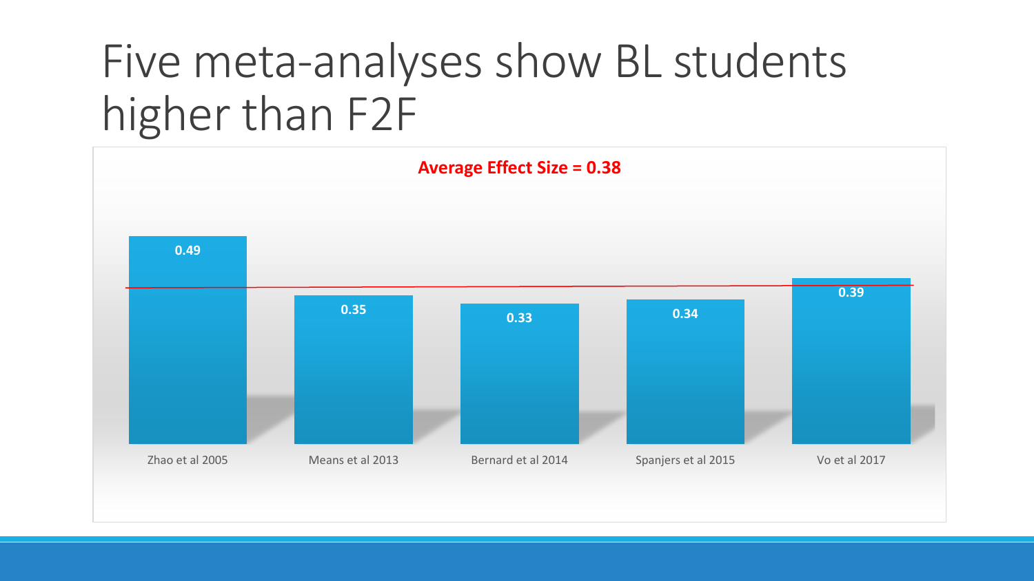# Five meta-analyses show BL students higher than F2F

**Average Effect Size = 0.38**

| Study | Effect Size |
| --- | --- |
| Zhao et al 2005 | 0.49 |
| Means et al 2013 | 0.35 |
| Bernard et al 2014 | 0.33 |
| Spanjers et al 2015 | 0.34 |
| Vo et al 2017 | 0.39 |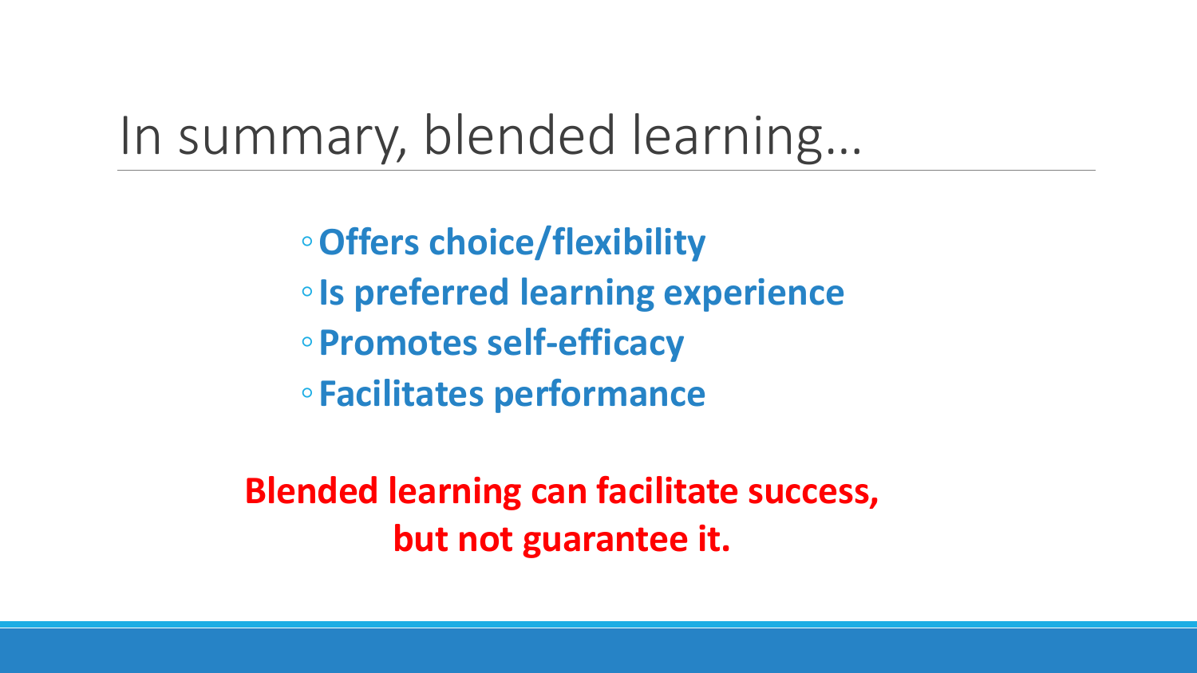# In summary, blended learning…

- **Offers choice/flexibility**
- **Is preferred learning experience**
- **Promotes self-efficacy**
- **Facilitates performance**

**Blended learning can facilitate success, but not guarantee it.**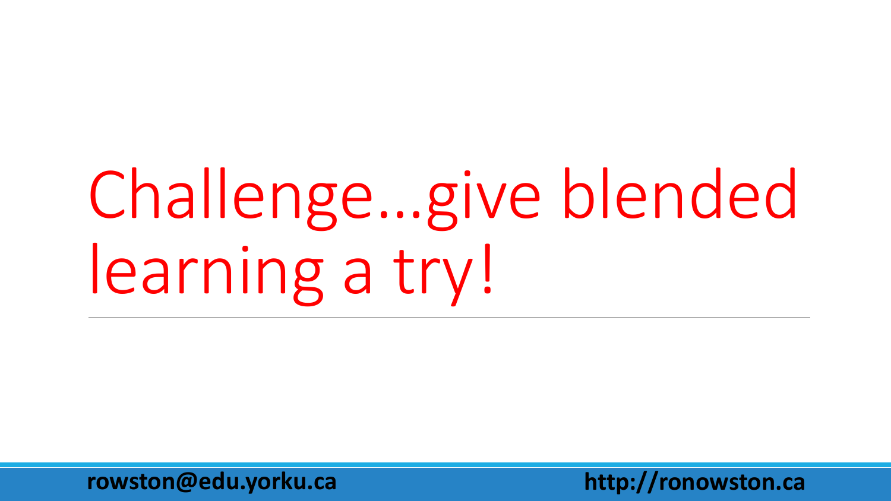# Challenge…give blended learning a try!

**rowston@edu.yorku.ca** **http://ronowston.ca**